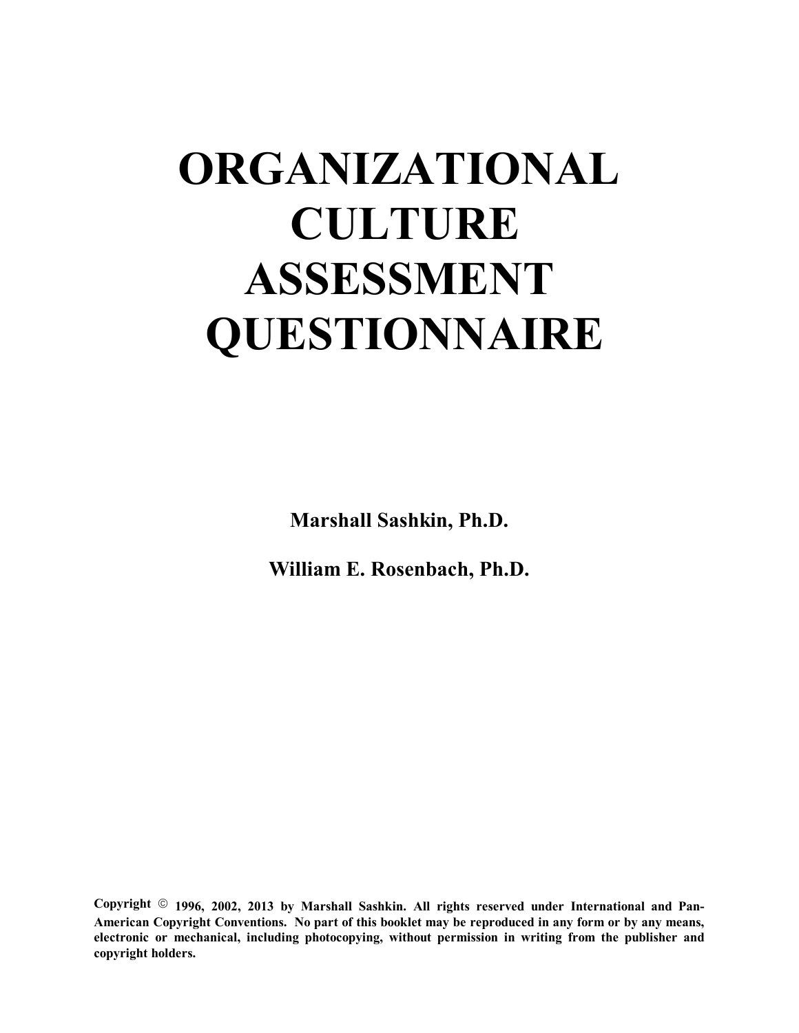# ORGANIZATIONAL CULTURE ASSESSMENT QUESTIONNAIRE

**Marshall Sashkin, Ph.D.**

**William E. Rosenbach, Ph.D.**

**Copyright © 1996, 2002, 2013 by Marshall Sashkin. All rights reserved under International and Pan-American Copyright Conventions. No part of this booklet may be reproduced in any form or by any means, electronic or mechanical, including photocopying, without permission in writing from the publisher and copyright holders.**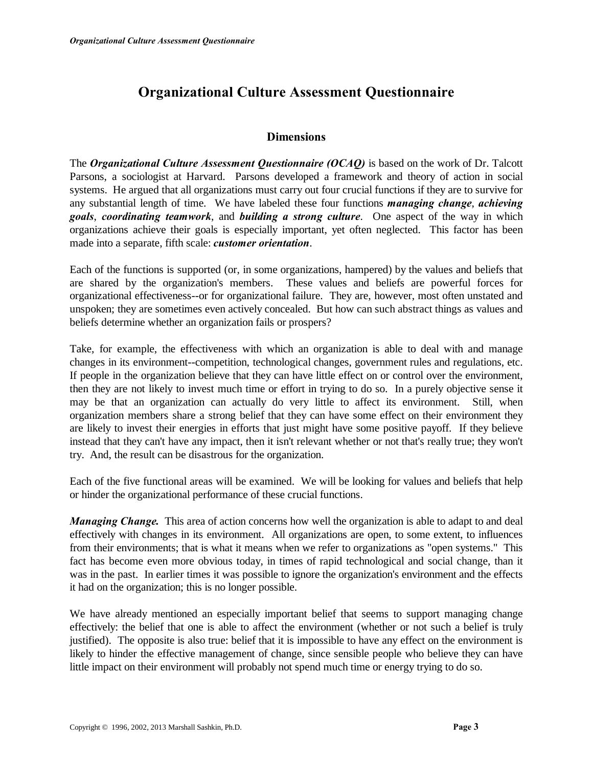# Organizational Culture Assessment Questionnaire

## Dimensions

The ***Organizational Culture Assessment Questionnaire (OCAQ)*** is based on the work of Dr. Talcott Parsons, a sociologist at Harvard. Parsons developed a framework and theory of action in social systems. He argued that all organizations must carry out four crucial functions if they are to survive for any substantial length of time. We have labeled these four functions ***managing change***, ***achieving goals***, ***coordinating teamwork***, and ***building a strong culture***. One aspect of the way in which organizations achieve their goals is especially important, yet often neglected. This factor has been made into a separate, fifth scale: ***customer orientation***.

Each of the functions is supported (or, in some organizations, hampered) by the values and beliefs that are shared by the organization's members. These values and beliefs are powerful forces for organizational effectiveness--or for organizational failure. They are, however, most often unstated and unspoken; they are sometimes even actively concealed. But how can such abstract things as values and beliefs determine whether an organization fails or prospers?

Take, for example, the effectiveness with which an organization is able to deal with and manage changes in its environment--competition, technological changes, government rules and regulations, etc. If people in the organization believe that they can have little effect on or control over the environment, then they are not likely to invest much time or effort in trying to do so. In a purely objective sense it may be that an organization can actually do very little to affect its environment. Still, when organization members share a strong belief that they can have some effect on their environment they are likely to invest their energies in efforts that just might have some positive payoff. If they believe instead that they can't have any impact, then it isn't relevant whether or not that's really true; they won't try. And, the result can be disastrous for the organization.

Each of the five functional areas will be examined. We will be looking for values and beliefs that help or hinder the organizational performance of these crucial functions.

***Managing Change.*** This area of action concerns how well the organization is able to adapt to and deal effectively with changes in its environment. All organizations are open, to some extent, to influences from their environments; that is what it means when we refer to organizations as "open systems." This fact has become even more obvious today, in times of rapid technological and social change, than it was in the past. In earlier times it was possible to ignore the organization's environment and the effects it had on the organization; this is no longer possible.

We have already mentioned an especially important belief that seems to support managing change effectively: the belief that one is able to affect the environment (whether or not such a belief is truly justified). The opposite is also true: belief that it is impossible to have any effect on the environment is likely to hinder the effective management of change, since sensible people who believe they can have little impact on their environment will probably not spend much time or energy trying to do so.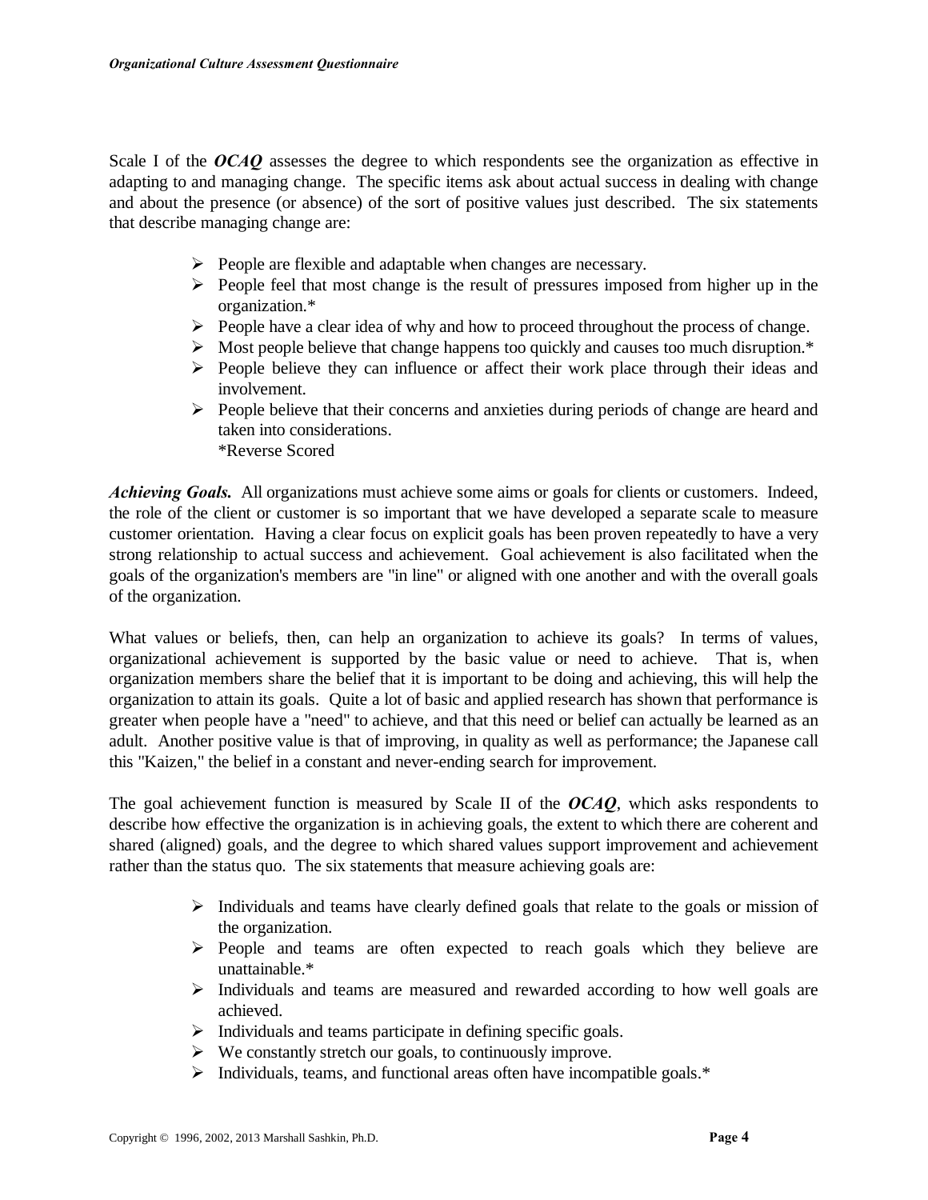Scale I of the ***OCAQ*** assesses the degree to which respondents see the organization as effective in adapting to and managing change. The specific items ask about actual success in dealing with change and about the presence (or absence) of the sort of positive values just described. The six statements that describe managing change are:

- People are flexible and adaptable when changes are necessary.
- People feel that most change is the result of pressures imposed from higher up in the organization.*
- People have a clear idea of why and how to proceed throughout the process of change.
- Most people believe that change happens too quickly and causes too much disruption.*
- People believe they can influence or affect their work place through their ideas and involvement.
- People believe that their concerns and anxieties during periods of change are heard and taken into considerations.

  *Reverse Scored

***Achieving Goals.*** All organizations must achieve some aims or goals for clients or customers. Indeed, the role of the client or customer is so important that we have developed a separate scale to measure customer orientation. Having a clear focus on explicit goals has been proven repeatedly to have a very strong relationship to actual success and achievement. Goal achievement is also facilitated when the goals of the organization's members are "in line" or aligned with one another and with the overall goals of the organization.

What values or beliefs, then, can help an organization to achieve its goals? In terms of values, organizational achievement is supported by the basic value or need to achieve. That is, when organization members share the belief that it is important to be doing and achieving, this will help the organization to attain its goals. Quite a lot of basic and applied research has shown that performance is greater when people have a "need" to achieve, and that this need or belief can actually be learned as an adult. Another positive value is that of improving, in quality as well as performance; the Japanese call this "Kaizen," the belief in a constant and never-ending search for improvement.

The goal achievement function is measured by Scale II of the ***OCAQ***, which asks respondents to describe how effective the organization is in achieving goals, the extent to which there are coherent and shared (aligned) goals, and the degree to which shared values support improvement and achievement rather than the status quo. The six statements that measure achieving goals are:

- Individuals and teams have clearly defined goals that relate to the goals or mission of the organization.
- People and teams are often expected to reach goals which they believe are unattainable.*
- Individuals and teams are measured and rewarded according to how well goals are achieved.
- Individuals and teams participate in defining specific goals.
- We constantly stretch our goals, to continuously improve.
- Individuals, teams, and functional areas often have incompatible goals.*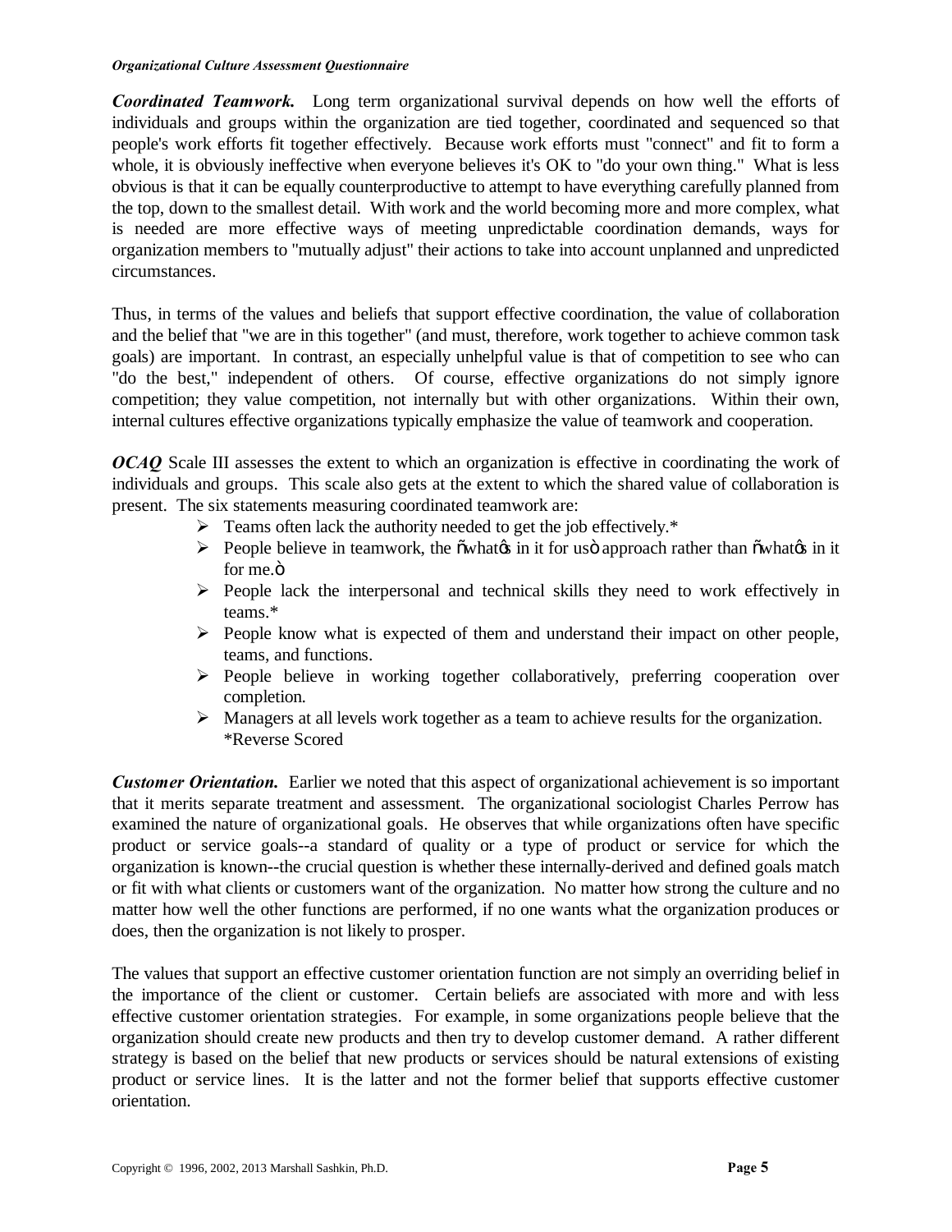***Coordinated Teamwork.*** Long term organizational survival depends on how well the efforts of individuals and groups within the organization are tied together, coordinated and sequenced so that people's work efforts fit together effectively. Because work efforts must "connect" and fit to form a whole, it is obviously ineffective when everyone believes it's OK to "do your own thing." What is less obvious is that it can be equally counterproductive to attempt to have everything carefully planned from the top, down to the smallest detail. With work and the world becoming more and more complex, what is needed are more effective ways of meeting unpredictable coordination demands, ways for organization members to "mutually adjust" their actions to take into account unplanned and unpredicted circumstances.

Thus, in terms of the values and beliefs that support effective coordination, the value of collaboration and the belief that "we are in this together" (and must, therefore, work together to achieve common task goals) are important. In contrast, an especially unhelpful value is that of competition to see who can "do the best," independent of others. Of course, effective organizations do not simply ignore competition; they value competition, not internally but with other organizations. Within their own, internal cultures effective organizations typically emphasize the value of teamwork and cooperation.

***OCAQ*** Scale III assesses the extent to which an organization is effective in coordinating the work of individuals and groups. This scale also gets at the extent to which the shared value of collaboration is present. The six statements measuring coordinated teamwork are:

- Teams often lack the authority needed to get the job effectively.*
- People believe in teamwork, the "what's in it for us" approach rather than "what's in it for me."
- People lack the interpersonal and technical skills they need to work effectively in teams.*
- People know what is expected of them and understand their impact on other people, teams, and functions.
- People believe in working together collaboratively, preferring cooperation over completion.
- Managers at all levels work together as a team to achieve results for the organization.

*Reverse Scored

***Customer Orientation.*** Earlier we noted that this aspect of organizational achievement is so important that it merits separate treatment and assessment. The organizational sociologist Charles Perrow has examined the nature of organizational goals. He observes that while organizations often have specific product or service goals--a standard of quality or a type of product or service for which the organization is known--the crucial question is whether these internally-derived and defined goals match or fit with what clients or customers want of the organization. No matter how strong the culture and no matter how well the other functions are performed, if no one wants what the organization produces or does, then the organization is not likely to prosper.

The values that support an effective customer orientation function are not simply an overriding belief in the importance of the client or customer. Certain beliefs are associated with more and with less effective customer orientation strategies. For example, in some organizations people believe that the organization should create new products and then try to develop customer demand. A rather different strategy is based on the belief that new products or services should be natural extensions of existing product or service lines. It is the latter and not the former belief that supports effective customer orientation.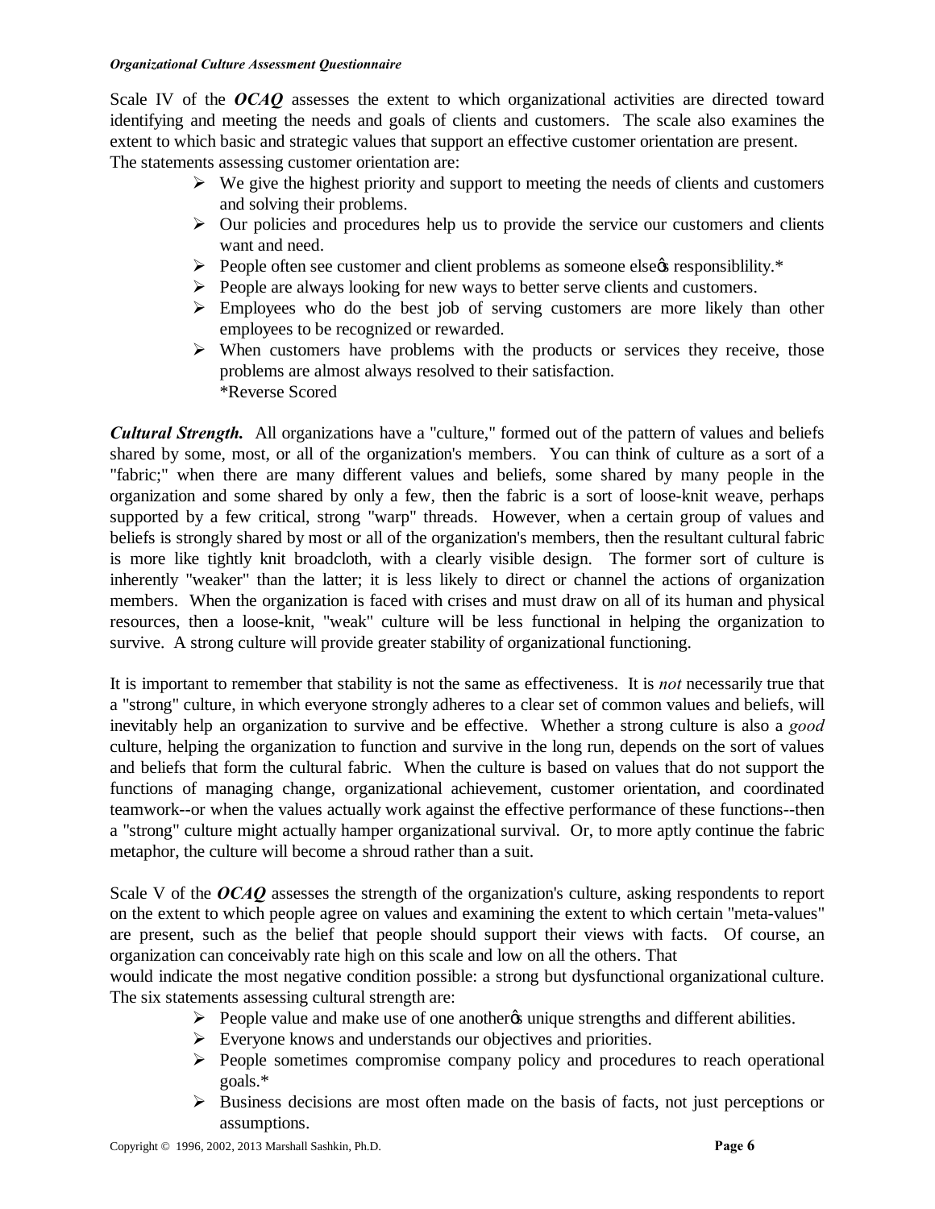Scale IV of the ***OCAQ*** assesses the extent to which organizational activities are directed toward identifying and meeting the needs and goals of clients and customers. The scale also examines the extent to which basic and strategic values that support an effective customer orientation are present. The statements assessing customer orientation are:

- We give the highest priority and support to meeting the needs of clients and customers and solving their problems.
- Our policies and procedures help us to provide the service our customers and clients want and need.
- People often see customer and client problems as someone elseœ responsiblility.*
- People are always looking for new ways to better serve clients and customers.
- Employees who do the best job of serving customers are more likely than other employees to be recognized or rewarded.
- When customers have problems with the products or services they receive, those problems are almost always resolved to their satisfaction.

*Reverse Scored

***Cultural Strength.*** All organizations have a "culture," formed out of the pattern of values and beliefs shared by some, most, or all of the organization's members. You can think of culture as a sort of a "fabric;" when there are many different values and beliefs, some shared by many people in the organization and some shared by only a few, then the fabric is a sort of loose-knit weave, perhaps supported by a few critical, strong "warp" threads. However, when a certain group of values and beliefs is strongly shared by most or all of the organization's members, then the resultant cultural fabric is more like tightly knit broadcloth, with a clearly visible design. The former sort of culture is inherently "weaker" than the latter; it is less likely to direct or channel the actions of organization members. When the organization is faced with crises and must draw on all of its human and physical resources, then a loose-knit, "weak" culture will be less functional in helping the organization to survive. A strong culture will provide greater stability of organizational functioning.

It is important to remember that stability is not the same as effectiveness. It is *not* necessarily true that a "strong" culture, in which everyone strongly adheres to a clear set of common values and beliefs, will inevitably help an organization to survive and be effective. Whether a strong culture is also a *good* culture, helping the organization to function and survive in the long run, depends on the sort of values and beliefs that form the cultural fabric. When the culture is based on values that do not support the functions of managing change, organizational achievement, customer orientation, and coordinated teamwork--or when the values actually work against the effective performance of these functions--then a "strong" culture might actually hamper organizational survival. Or, to more aptly continue the fabric metaphor, the culture will become a shroud rather than a suit.

Scale V of the ***OCAQ*** assesses the strength of the organization's culture, asking respondents to report on the extent to which people agree on values and examining the extent to which certain "meta-values" are present, such as the belief that people should support their views with facts. Of course, an organization can conceivably rate high on this scale and low on all the others. That would indicate the most negative condition possible: a strong but dysfunctional organizational culture. The six statements assessing cultural strength are:

- People value and make use of one anotherœ unique strengths and different abilities.
- Everyone knows and understands our objectives and priorities.
- People sometimes compromise company policy and procedures to reach operational goals.*
- Business decisions are most often made on the basis of facts, not just perceptions or assumptions.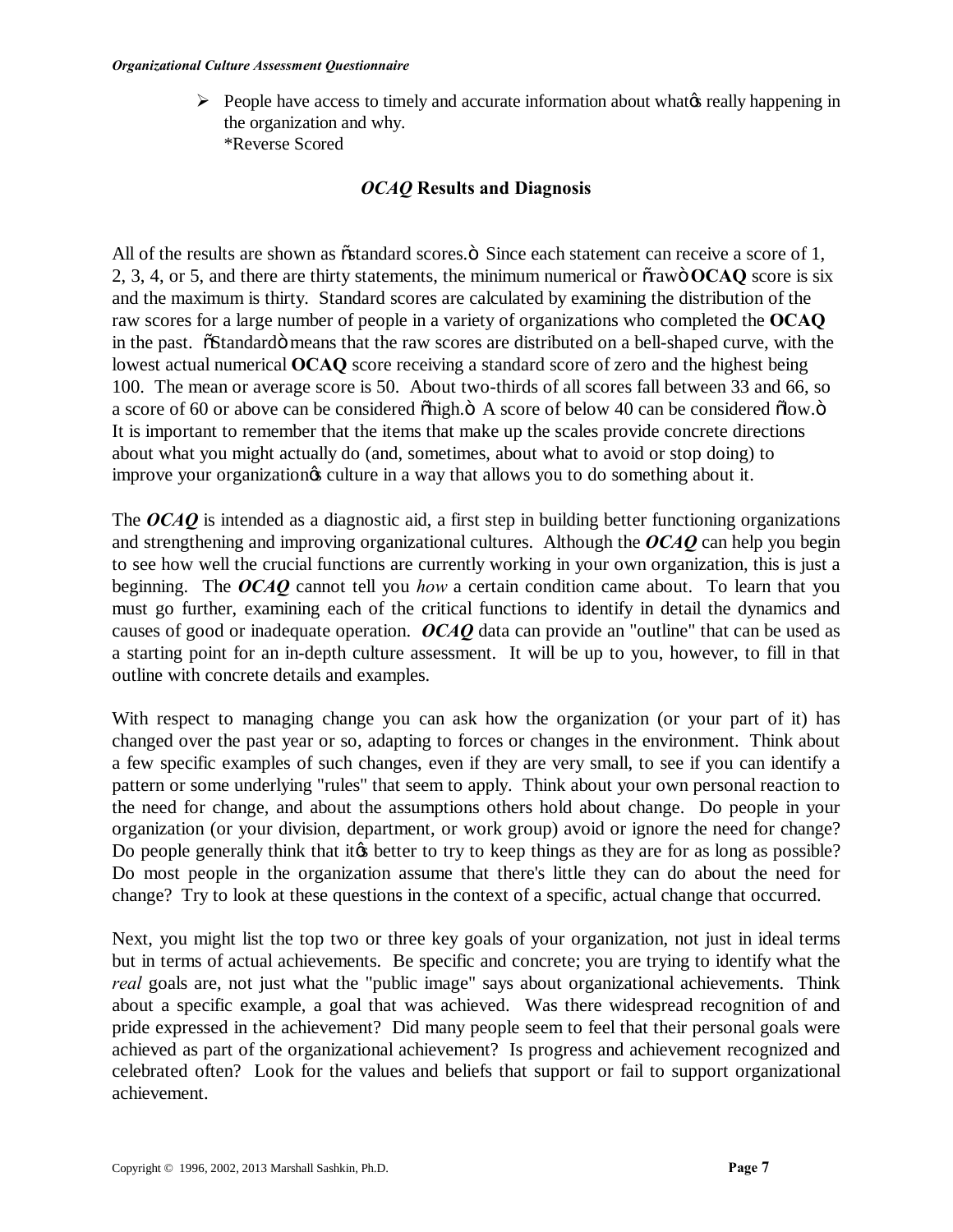- People have access to timely and accurate information about what's really happening in the organization and why.
  *Reverse Scored

### *OCAQ* Results and Diagnosis

All of the results are shown as "standard scores." Since each statement can receive a score of 1, 2, 3, 4, or 5, and there are thirty statements, the minimum numerical or "raw" **OCAQ** score is six and the maximum is thirty. Standard scores are calculated by examining the distribution of the raw scores for a large number of people in a variety of organizations who completed the **OCAQ** in the past. "Standard" means that the raw scores are distributed on a bell-shaped curve, with the lowest actual numerical **OCAQ** score receiving a standard score of zero and the highest being 100. The mean or average score is 50. About two-thirds of all scores fall between 33 and 66, so a score of 60 or above can be considered "high." A score of below 40 can be considered "low." It is important to remember that the items that make up the scales provide concrete directions about what you might actually do (and, sometimes, about what to avoid or stop doing) to improve your organization's culture in a way that allows you to do something about it.

The ***OCAQ*** is intended as a diagnostic aid, a first step in building better functioning organizations and strengthening and improving organizational cultures. Although the ***OCAQ*** can help you begin to see how well the crucial functions are currently working in your own organization, this is just a beginning. The ***OCAQ*** cannot tell you *how* a certain condition came about. To learn that you must go further, examining each of the critical functions to identify in detail the dynamics and causes of good or inadequate operation. ***OCAQ*** data can provide an "outline" that can be used as a starting point for an in-depth culture assessment. It will be up to you, however, to fill in that outline with concrete details and examples.

With respect to managing change you can ask how the organization (or your part of it) has changed over the past year or so, adapting to forces or changes in the environment. Think about a few specific examples of such changes, even if they are very small, to see if you can identify a pattern or some underlying "rules" that seem to apply. Think about your own personal reaction to the need for change, and about the assumptions others hold about change. Do people in your organization (or your division, department, or work group) avoid or ignore the need for change? Do people generally think that it's better to try to keep things as they are for as long as possible? Do most people in the organization assume that there's little they can do about the need for change? Try to look at these questions in the context of a specific, actual change that occurred.

Next, you might list the top two or three key goals of your organization, not just in ideal terms but in terms of actual achievements. Be specific and concrete; you are trying to identify what the *real* goals are, not just what the "public image" says about organizational achievements. Think about a specific example, a goal that was achieved. Was there widespread recognition of and pride expressed in the achievement? Did many people seem to feel that their personal goals were achieved as part of the organizational achievement? Is progress and achievement recognized and celebrated often? Look for the values and beliefs that support or fail to support organizational achievement.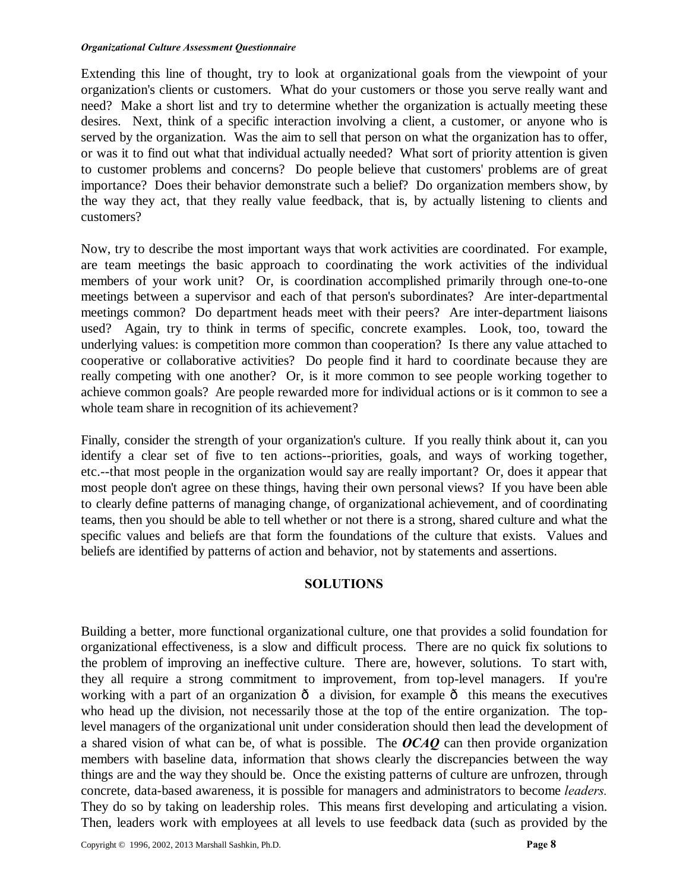Extending this line of thought, try to look at organizational goals from the viewpoint of your organization's clients or customers. What do your customers or those you serve really want and need? Make a short list and try to determine whether the organization is actually meeting these desires. Next, think of a specific interaction involving a client, a customer, or anyone who is served by the organization. Was the aim to sell that person on what the organization has to offer, or was it to find out what that individual actually needed? What sort of priority attention is given to customer problems and concerns? Do people believe that customers' problems are of great importance? Does their behavior demonstrate such a belief? Do organization members show, by the way they act, that they really value feedback, that is, by actually listening to clients and customers?

Now, try to describe the most important ways that work activities are coordinated. For example, are team meetings the basic approach to coordinating the work activities of the individual members of your work unit? Or, is coordination accomplished primarily through one-to-one meetings between a supervisor and each of that person's subordinates? Are inter-departmental meetings common? Do department heads meet with their peers? Are inter-department liaisons used? Again, try to think in terms of specific, concrete examples. Look, too, toward the underlying values: is competition more common than cooperation? Is there any value attached to cooperative or collaborative activities? Do people find it hard to coordinate because they are really competing with one another? Or, is it more common to see people working together to achieve common goals? Are people rewarded more for individual actions or is it common to see a whole team share in recognition of its achievement?

Finally, consider the strength of your organization's culture. If you really think about it, can you identify a clear set of five to ten actions--priorities, goals, and ways of working together, etc.--that most people in the organization would say are really important? Or, does it appear that most people don't agree on these things, having their own personal views? If you have been able to clearly define patterns of managing change, of organizational achievement, and of coordinating teams, then you should be able to tell whether or not there is a strong, shared culture and what the specific values and beliefs are that form the foundations of the culture that exists. Values and beliefs are identified by patterns of action and behavior, not by statements and assertions.

## SOLUTIONS

Building a better, more functional organizational culture, one that provides a solid foundation for organizational effectiveness, is a slow and difficult process. There are no quick fix solutions to the problem of improving an ineffective culture. There are, however, solutions. To start with, they all require a strong commitment to improvement, from top-level managers. If you're working with a part of an organization ð a division, for example ð this means the executives who head up the division, not necessarily those at the top of the entire organization. The top-level managers of the organizational unit under consideration should then lead the development of a shared vision of what can be, of what is possible. The ***OCAQ*** can then provide organization members with baseline data, information that shows clearly the discrepancies between the way things are and the way they should be. Once the existing patterns of culture are unfrozen, through concrete, data-based awareness, it is possible for managers and administrators to become *leaders.* They do so by taking on leadership roles. This means first developing and articulating a vision. Then, leaders work with employees at all levels to use feedback data (such as provided by the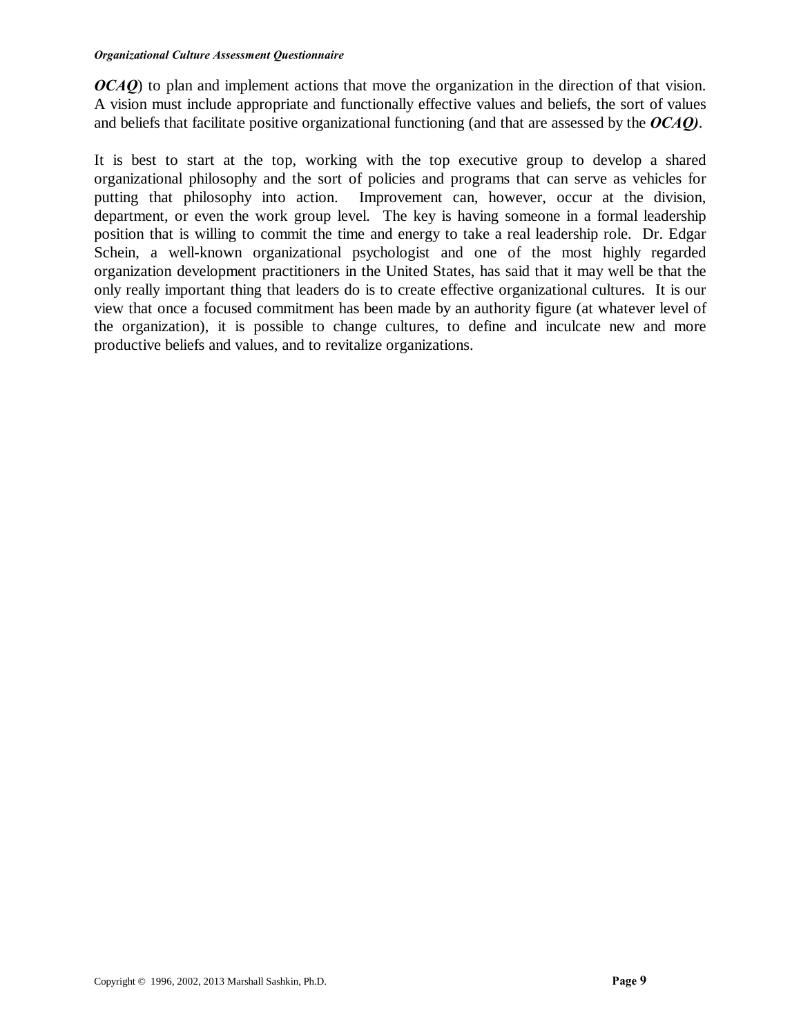***OCAQ***) to plan and implement actions that move the organization in the direction of that vision. A vision must include appropriate and functionally effective values and beliefs, the sort of values and beliefs that facilitate positive organizational functioning (and that are assessed by the ***OCAQ)***.

It is best to start at the top, working with the top executive group to develop a shared organizational philosophy and the sort of policies and programs that can serve as vehicles for putting that philosophy into action. Improvement can, however, occur at the division, department, or even the work group level. The key is having someone in a formal leadership position that is willing to commit the time and energy to take a real leadership role. Dr. Edgar Schein, a well-known organizational psychologist and one of the most highly regarded organization development practitioners in the United States, has said that it may well be that the only really important thing that leaders do is to create effective organizational cultures. It is our view that once a focused commitment has been made by an authority figure (at whatever level of the organization), it is possible to change cultures, to define and inculcate new and more productive beliefs and values, and to revitalize organizations.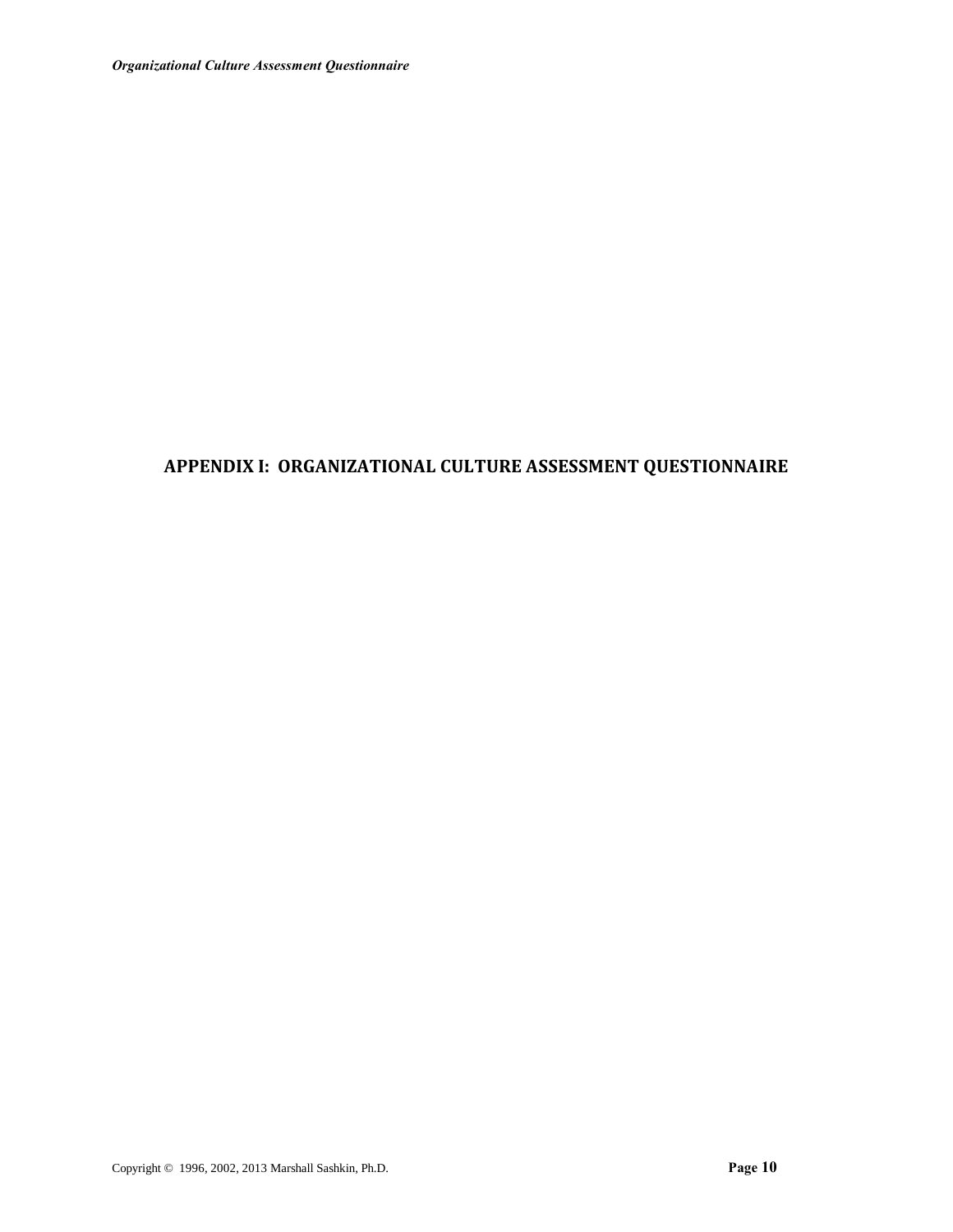# APPENDIX I: ORGANIZATIONAL CULTURE ASSESSMENT QUESTIONNAIRE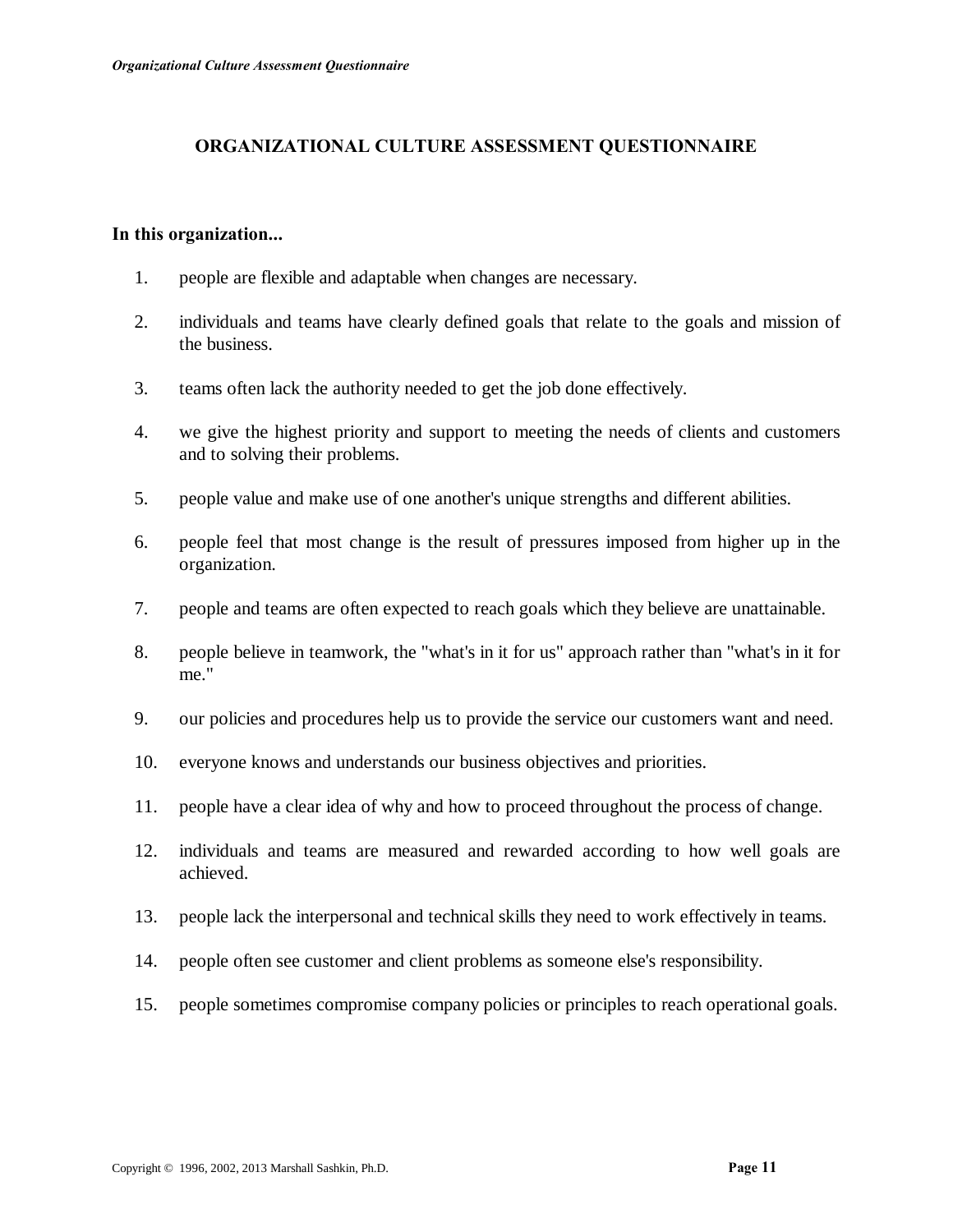# ORGANIZATIONAL CULTURE ASSESSMENT QUESTIONNAIRE

**In this organization...**

1. people are flexible and adaptable when changes are necessary.
2. individuals and teams have clearly defined goals that relate to the goals and mission of the business.
3. teams often lack the authority needed to get the job done effectively.
4. we give the highest priority and support to meeting the needs of clients and customers and to solving their problems.
5. people value and make use of one another's unique strengths and different abilities.
6. people feel that most change is the result of pressures imposed from higher up in the organization.
7. people and teams are often expected to reach goals which they believe are unattainable.
8. people believe in teamwork, the "what's in it for us" approach rather than "what's in it for me."
9. our policies and procedures help us to provide the service our customers want and need.
10. everyone knows and understands our business objectives and priorities.
11. people have a clear idea of why and how to proceed throughout the process of change.
12. individuals and teams are measured and rewarded according to how well goals are achieved.
13. people lack the interpersonal and technical skills they need to work effectively in teams.
14. people often see customer and client problems as someone else's responsibility.
15. people sometimes compromise company policies or principles to reach operational goals.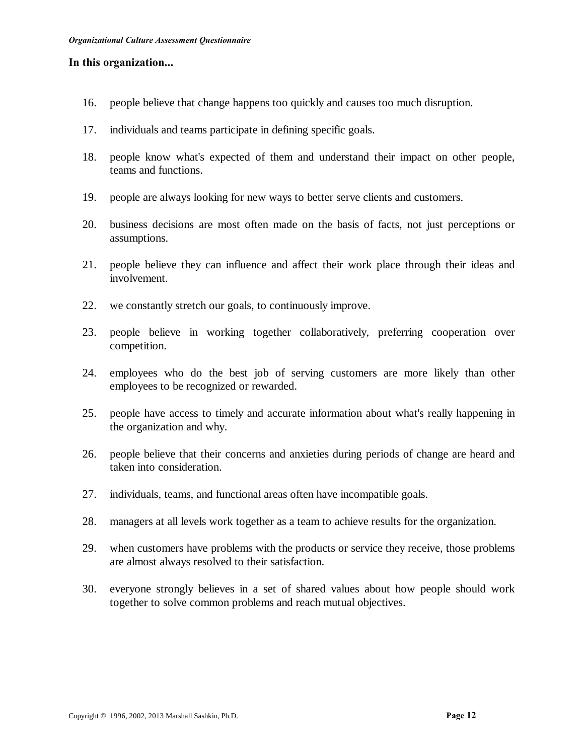**In this organization...**

16. people believe that change happens too quickly and causes too much disruption.
17. individuals and teams participate in defining specific goals.
18. people know what's expected of them and understand their impact on other people, teams and functions.
19. people are always looking for new ways to better serve clients and customers.
20. business decisions are most often made on the basis of facts, not just perceptions or assumptions.
21. people believe they can influence and affect their work place through their ideas and involvement.
22. we constantly stretch our goals, to continuously improve.
23. people believe in working together collaboratively, preferring cooperation over competition.
24. employees who do the best job of serving customers are more likely than other employees to be recognized or rewarded.
25. people have access to timely and accurate information about what's really happening in the organization and why.
26. people believe that their concerns and anxieties during periods of change are heard and taken into consideration.
27. individuals, teams, and functional areas often have incompatible goals.
28. managers at all levels work together as a team to achieve results for the organization.
29. when customers have problems with the products or service they receive, those problems are almost always resolved to their satisfaction.
30. everyone strongly believes in a set of shared values about how people should work together to solve common problems and reach mutual objectives.

Copyright © 1996, 2002, 2013 Marshall Sashkin, Ph.D.